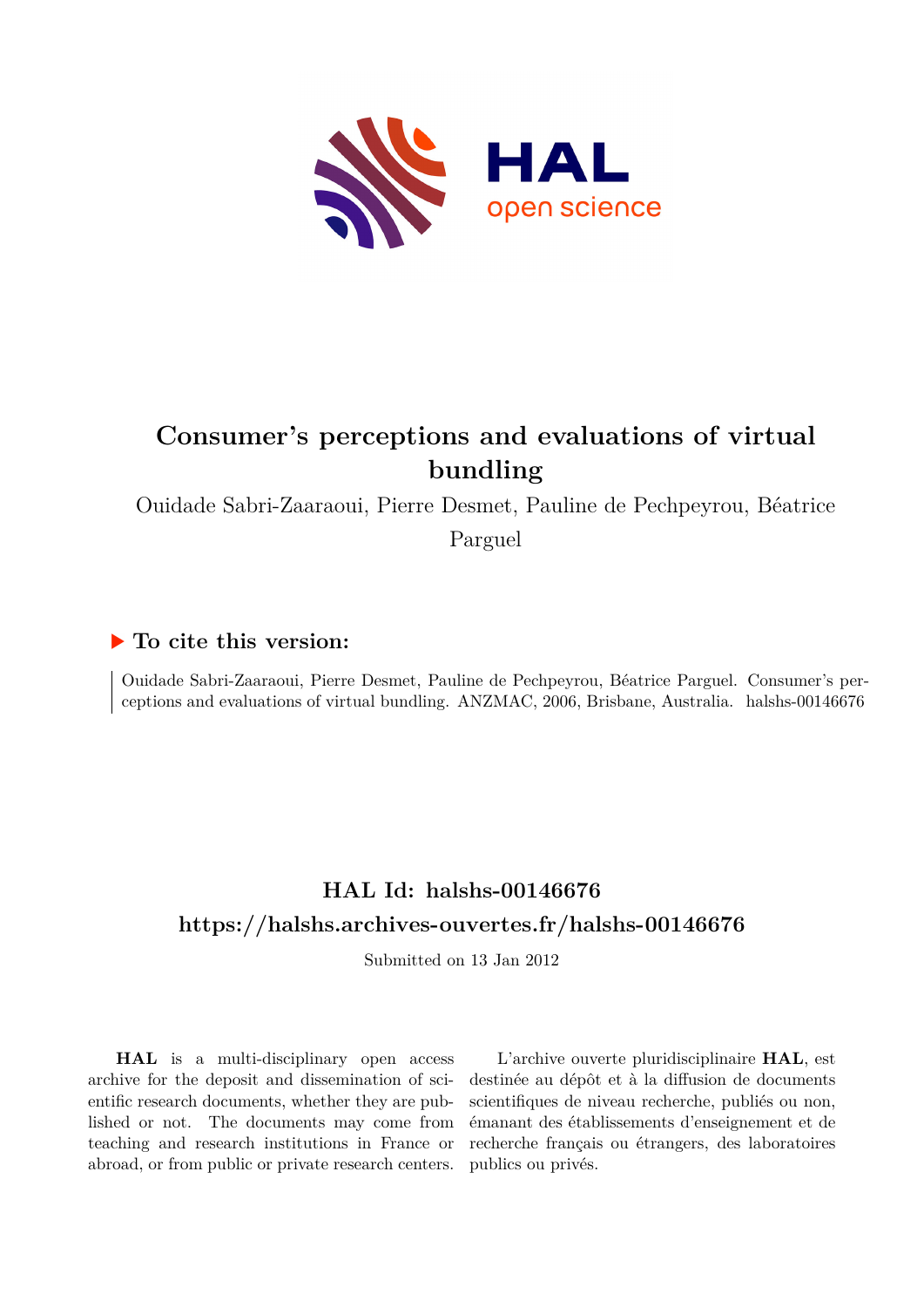# Consumer's perceptions and evaluations of virtual bundling

Ouidade Sabri-Zaaraoui, Pierre Desmet, Pauline de Pechpeyrou, Béatrice Parguel

## ▶ To cite this version:

Ouidade Sabri-Zaaraoui, Pierre Desmet, Pauline de Pechpeyrou, Béatrice Parguel. Consumer's perceptions and evaluations of virtual bundling. ANZMAC, 2006, Brisbane, Australia. halshs-00146676

## HAL Id: halshs-00146676

## https://halshs.archives-ouvertes.fr/halshs-00146676

Submitted on 13 Jan 2012

**HAL** is a multi-disciplinary open access archive for the deposit and dissemination of scientific research documents, whether they are published or not. The documents may come from teaching and research institutions in France or abroad, or from public or private research centers.

L'archive ouverte pluridisciplinaire **HAL**, est destinée au dépôt et à la diffusion de documents scientifiques de niveau recherche, publiés ou non, émanant des établissements d'enseignement et de recherche français ou étrangers, des laboratoires publics ou privés.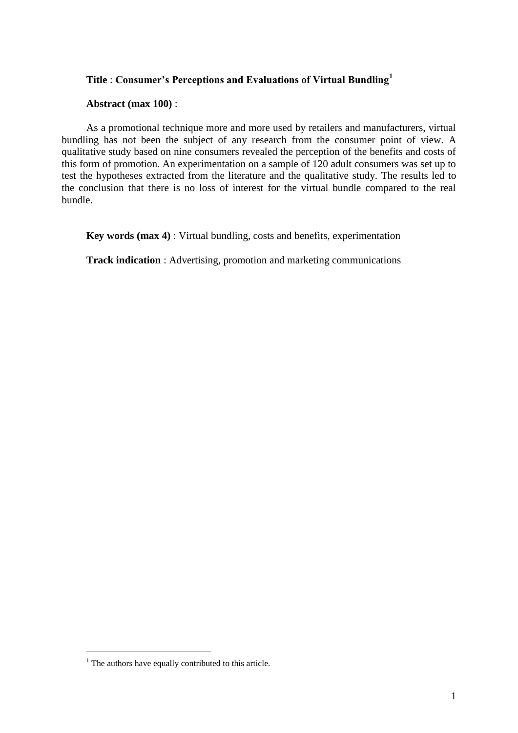**Title** : **Consumer's Perceptions and Evaluations of Virtual Bundling**[1]

**Abstract (max 100)** :

As a promotional technique more and more used by retailers and manufacturers, virtual bundling has not been the subject of any research from the consumer point of view. A qualitative study based on nine consumers revealed the perception of the benefits and costs of this form of promotion. An experimentation on a sample of 120 adult consumers was set up to test the hypotheses extracted from the literature and the qualitative study. The results led to the conclusion that there is no loss of interest for the virtual bundle compared to the real bundle.

**Key words (max 4)** : Virtual bundling, costs and benefits, experimentation

**Track indication** : Advertising, promotion and marketing communications

[1] The authors have equally contributed to this article.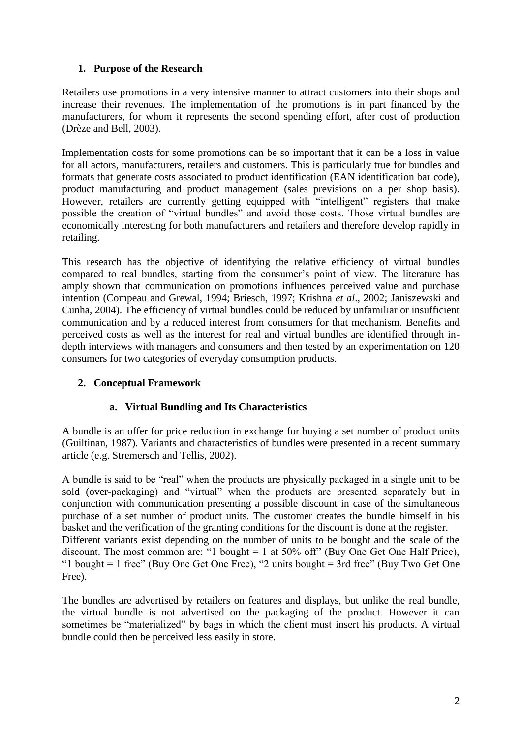## 1. Purpose of the Research

Retailers use promotions in a very intensive manner to attract customers into their shops and increase their revenues. The implementation of the promotions is in part financed by the manufacturers, for whom it represents the second spending effort, after cost of production (Drèze and Bell, 2003).

Implementation costs for some promotions can be so important that it can be a loss in value for all actors, manufacturers, retailers and customers. This is particularly true for bundles and formats that generate costs associated to product identification (EAN identification bar code), product manufacturing and product management (sales previsions on a per shop basis). However, retailers are currently getting equipped with "intelligent" registers that make possible the creation of "virtual bundles" and avoid those costs. Those virtual bundles are economically interesting for both manufacturers and retailers and therefore develop rapidly in retailing.

This research has the objective of identifying the relative efficiency of virtual bundles compared to real bundles, starting from the consumer's point of view. The literature has amply shown that communication on promotions influences perceived value and purchase intention (Compeau and Grewal, 1994; Briesch, 1997; Krishna *et al*., 2002; Janiszewski and Cunha, 2004). The efficiency of virtual bundles could be reduced by unfamiliar or insufficient communication and by a reduced interest from consumers for that mechanism. Benefits and perceived costs as well as the interest for real and virtual bundles are identified through in-depth interviews with managers and consumers and then tested by an experimentation on 120 consumers for two categories of everyday consumption products.

## 2. Conceptual Framework

### a. Virtual Bundling and Its Characteristics

A bundle is an offer for price reduction in exchange for buying a set number of product units (Guiltinan, 1987). Variants and characteristics of bundles were presented in a recent summary article (e.g. Stremersch and Tellis, 2002).

A bundle is said to be "real" when the products are physically packaged in a single unit to be sold (over-packaging) and "virtual" when the products are presented separately but in conjunction with communication presenting a possible discount in case of the simultaneous purchase of a set number of product units. The customer creates the bundle himself in his basket and the verification of the granting conditions for the discount is done at the register.
Different variants exist depending on the number of units to be bought and the scale of the discount. The most common are: "1 bought = 1 at 50% off" (Buy One Get One Half Price), "1 bought = 1 free" (Buy One Get One Free), "2 units bought = 3rd free" (Buy Two Get One Free).

The bundles are advertised by retailers on features and displays, but unlike the real bundle, the virtual bundle is not advertised on the packaging of the product. However it can sometimes be "materialized" by bags in which the client must insert his products. A virtual bundle could then be perceived less easily in store.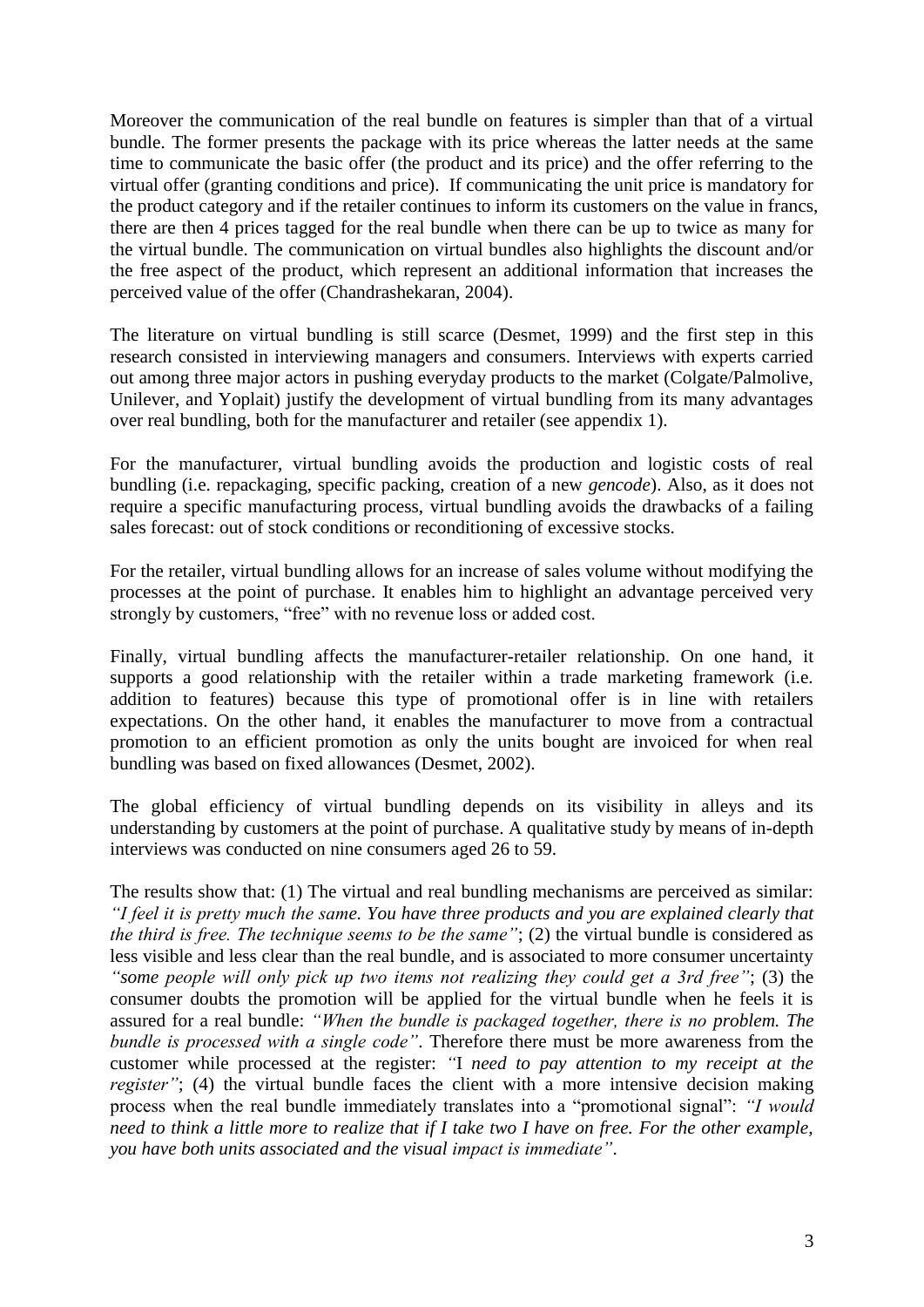Moreover the communication of the real bundle on features is simpler than that of a virtual bundle. The former presents the package with its price whereas the latter needs at the same time to communicate the basic offer (the product and its price) and the offer referring to the virtual offer (granting conditions and price). If communicating the unit price is mandatory for the product category and if the retailer continues to inform its customers on the value in francs, there are then 4 prices tagged for the real bundle when there can be up to twice as many for the virtual bundle. The communication on virtual bundles also highlights the discount and/or the free aspect of the product, which represent an additional information that increases the perceived value of the offer (Chandrashekaran, 2004).

The literature on virtual bundling is still scarce (Desmet, 1999) and the first step in this research consisted in interviewing managers and consumers. Interviews with experts carried out among three major actors in pushing everyday products to the market (Colgate/Palmolive, Unilever, and Yoplait) justify the development of virtual bundling from its many advantages over real bundling, both for the manufacturer and retailer (see appendix 1).

For the manufacturer, virtual bundling avoids the production and logistic costs of real bundling (i.e. repackaging, specific packing, creation of a new *gencode*). Also, as it does not require a specific manufacturing process, virtual bundling avoids the drawbacks of a failing sales forecast: out of stock conditions or reconditioning of excessive stocks.

For the retailer, virtual bundling allows for an increase of sales volume without modifying the processes at the point of purchase. It enables him to highlight an advantage perceived very strongly by customers, "free" with no revenue loss or added cost.

Finally, virtual bundling affects the manufacturer-retailer relationship. On one hand, it supports a good relationship with the retailer within a trade marketing framework (i.e. addition to features) because this type of promotional offer is in line with retailers expectations. On the other hand, it enables the manufacturer to move from a contractual promotion to an efficient promotion as only the units bought are invoiced for when real bundling was based on fixed allowances (Desmet, 2002).

The global efficiency of virtual bundling depends on its visibility in alleys and its understanding by customers at the point of purchase. A qualitative study by means of in-depth interviews was conducted on nine consumers aged 26 to 59.

The results show that: (1) The virtual and real bundling mechanisms are perceived as similar: *"I feel it is pretty much the same. You have three products and you are explained clearly that the third is free. The technique seems to be the same"*; (2) the virtual bundle is considered as less visible and less clear than the real bundle, and is associated to more consumer uncertainty *"some people will only pick up two items not realizing they could get a 3rd free"*; (3) the consumer doubts the promotion will be applied for the virtual bundle when he feels it is assured for a real bundle: *"When the bundle is packaged together, there is no problem. The bundle is processed with a single code"*. Therefore there must be more awareness from the customer while processed at the register: *"I need to pay attention to my receipt at the register"*; (4) the virtual bundle faces the client with a more intensive decision making process when the real bundle immediately translates into a "promotional signal": *"I would need to think a little more to realize that if I take two I have on free. For the other example, you have both units associated and the visual impact is immediate"*.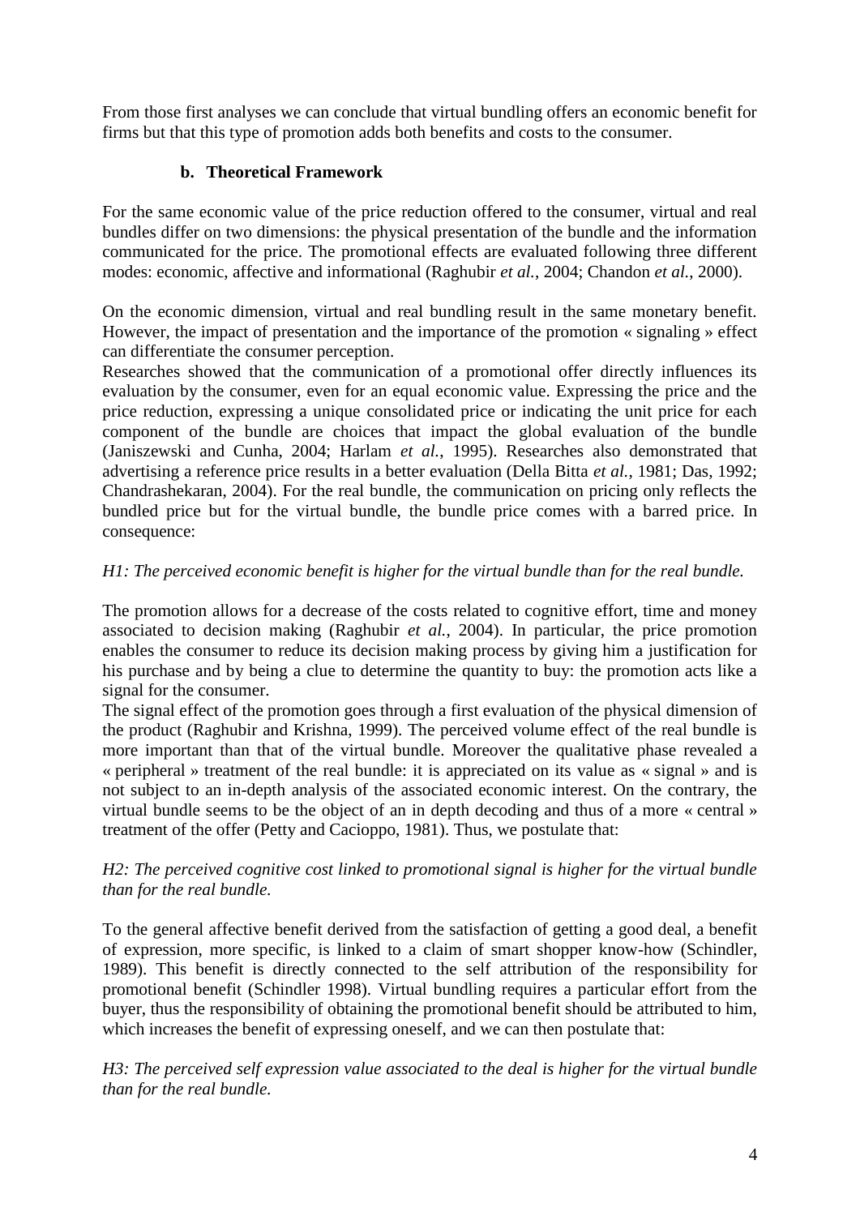From those first analyses we can conclude that virtual bundling offers an economic benefit for firms but that this type of promotion adds both benefits and costs to the consumer.

### b. Theoretical Framework

For the same economic value of the price reduction offered to the consumer, virtual and real bundles differ on two dimensions: the physical presentation of the bundle and the information communicated for the price. The promotional effects are evaluated following three different modes: economic, affective and informational (Raghubir *et al.*, 2004; Chandon *et al.*, 2000).

On the economic dimension, virtual and real bundling result in the same monetary benefit. However, the impact of presentation and the importance of the promotion « signaling » effect can differentiate the consumer perception.

Researches showed that the communication of a promotional offer directly influences its evaluation by the consumer, even for an equal economic value. Expressing the price and the price reduction, expressing a unique consolidated price or indicating the unit price for each component of the bundle are choices that impact the global evaluation of the bundle (Janiszewski and Cunha, 2004; Harlam *et al.*, 1995). Researches also demonstrated that advertising a reference price results in a better evaluation (Della Bitta *et al.*, 1981; Das, 1992; Chandrashekaran, 2004). For the real bundle, the communication on pricing only reflects the bundled price but for the virtual bundle, the bundle price comes with a barred price. In consequence:

*H1: The perceived economic benefit is higher for the virtual bundle than for the real bundle.*

The promotion allows for a decrease of the costs related to cognitive effort, time and money associated to decision making (Raghubir *et al.*, 2004). In particular, the price promotion enables the consumer to reduce its decision making process by giving him a justification for his purchase and by being a clue to determine the quantity to buy: the promotion acts like a signal for the consumer.

The signal effect of the promotion goes through a first evaluation of the physical dimension of the product (Raghubir and Krishna, 1999). The perceived volume effect of the real bundle is more important than that of the virtual bundle. Moreover the qualitative phase revealed a « peripheral » treatment of the real bundle: it is appreciated on its value as « signal » and is not subject to an in-depth analysis of the associated economic interest. On the contrary, the virtual bundle seems to be the object of an in depth decoding and thus of a more « central » treatment of the offer (Petty and Cacioppo, 1981). Thus, we postulate that:

*H2: The perceived cognitive cost linked to promotional signal is higher for the virtual bundle than for the real bundle.*

To the general affective benefit derived from the satisfaction of getting a good deal, a benefit of expression, more specific, is linked to a claim of smart shopper know-how (Schindler, 1989). This benefit is directly connected to the self attribution of the responsibility for promotional benefit (Schindler 1998). Virtual bundling requires a particular effort from the buyer, thus the responsibility of obtaining the promotional benefit should be attributed to him, which increases the benefit of expressing oneself, and we can then postulate that:

*H3: The perceived self expression value associated to the deal is higher for the virtual bundle than for the real bundle.*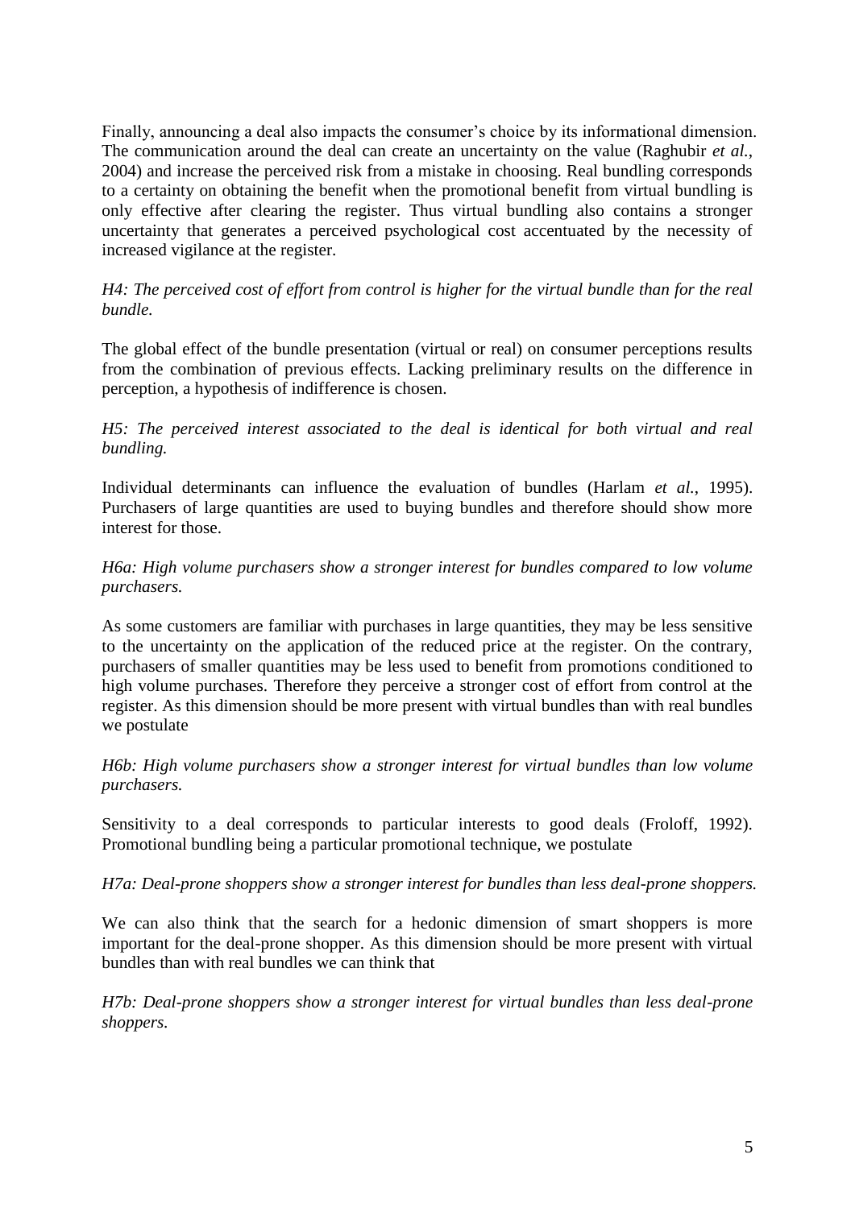Finally, announcing a deal also impacts the consumer's choice by its informational dimension. The communication around the deal can create an uncertainty on the value (Raghubir *et al.*, 2004) and increase the perceived risk from a mistake in choosing. Real bundling corresponds to a certainty on obtaining the benefit when the promotional benefit from virtual bundling is only effective after clearing the register. Thus virtual bundling also contains a stronger uncertainty that generates a perceived psychological cost accentuated by the necessity of increased vigilance at the register.

*H4: The perceived cost of effort from control is higher for the virtual bundle than for the real bundle.*

The global effect of the bundle presentation (virtual or real) on consumer perceptions results from the combination of previous effects. Lacking preliminary results on the difference in perception, a hypothesis of indifference is chosen.

*H5: The perceived interest associated to the deal is identical for both virtual and real bundling.*

Individual determinants can influence the evaluation of bundles (Harlam *et al.*, 1995). Purchasers of large quantities are used to buying bundles and therefore should show more interest for those.

*H6a: High volume purchasers show a stronger interest for bundles compared to low volume purchasers.*

As some customers are familiar with purchases in large quantities, they may be less sensitive to the uncertainty on the application of the reduced price at the register. On the contrary, purchasers of smaller quantities may be less used to benefit from promotions conditioned to high volume purchases. Therefore they perceive a stronger cost of effort from control at the register. As this dimension should be more present with virtual bundles than with real bundles we postulate

*H6b: High volume purchasers show a stronger interest for virtual bundles than low volume purchasers.*

Sensitivity to a deal corresponds to particular interests to good deals (Froloff, 1992). Promotional bundling being a particular promotional technique, we postulate

*H7a: Deal-prone shoppers show a stronger interest for bundles than less deal-prone shoppers.*

We can also think that the search for a hedonic dimension of smart shoppers is more important for the deal-prone shopper. As this dimension should be more present with virtual bundles than with real bundles we can think that

*H7b: Deal-prone shoppers show a stronger interest for virtual bundles than less deal-prone shoppers.*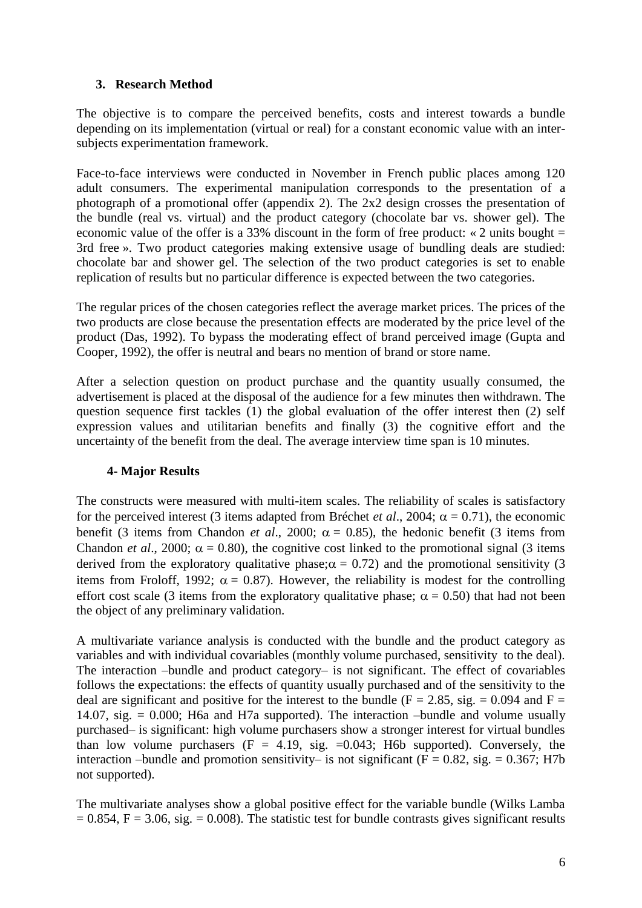### 3. Research Method

The objective is to compare the perceived benefits, costs and interest towards a bundle depending on its implementation (virtual or real) for a constant economic value with an inter-subjects experimentation framework.

Face-to-face interviews were conducted in November in French public places among 120 adult consumers. The experimental manipulation corresponds to the presentation of a photograph of a promotional offer (appendix 2). The 2x2 design crosses the presentation of the bundle (real vs. virtual) and the product category (chocolate bar vs. shower gel). The economic value of the offer is a 33% discount in the form of free product: « 2 units bought = 3rd free ». Two product categories making extensive usage of bundling deals are studied: chocolate bar and shower gel. The selection of the two product categories is set to enable replication of results but no particular difference is expected between the two categories.

The regular prices of the chosen categories reflect the average market prices. The prices of the two products are close because the presentation effects are moderated by the price level of the product (Das, 1992). To bypass the moderating effect of brand perceived image (Gupta and Cooper, 1992), the offer is neutral and bears no mention of brand or store name.

After a selection question on product purchase and the quantity usually consumed, the advertisement is placed at the disposal of the audience for a few minutes then withdrawn. The question sequence first tackles (1) the global evaluation of the offer interest then (2) self expression values and utilitarian benefits and finally (3) the cognitive effort and the uncertainty of the benefit from the deal. The average interview time span is 10 minutes.

### 4- Major Results

The constructs were measured with multi-item scales. The reliability of scales is satisfactory for the perceived interest (3 items adapted from Bréchet *et al*., 2004; $\alpha = 0.71$), the economic benefit (3 items from Chandon *et al*., 2000; $\alpha = 0.85$), the hedonic benefit (3 items from Chandon *et al*., 2000; $\alpha = 0.80$), the cognitive cost linked to the promotional signal (3 items derived from the exploratory qualitative phase; $\alpha = 0.72$) and the promotional sensitivity (3 items from Froloff, 1992; $\alpha = 0.87$). However, the reliability is modest for the controlling effort cost scale (3 items from the exploratory qualitative phase; $\alpha = 0.50$) that had not been the object of any preliminary validation.

A multivariate variance analysis is conducted with the bundle and the product category as variables and with individual covariables (monthly volume purchased, sensitivity to the deal). The interaction –bundle and product category– is not significant. The effect of covariables follows the expectations: the effects of quantity usually purchased and of the sensitivity to the deal are significant and positive for the interest to the bundle ($F = 2.85$, sig. = 0.094 and $F = 14.07$, sig. = 0.000; H6a and H7a supported). The interaction –bundle and volume usually purchased– is significant: high volume purchasers show a stronger interest for virtual bundles than low volume purchasers ($F = 4.19$, sig. =0.043; H6b supported). Conversely, the interaction –bundle and promotion sensitivity– is not significant ($F = 0.82$, sig. = 0.367; H7b not supported).

The multivariate analyses show a global positive effect for the variable bundle (Wilks Lamba = 0.854, $F = 3.06$, sig. = 0.008). The statistic test for bundle contrasts gives significant results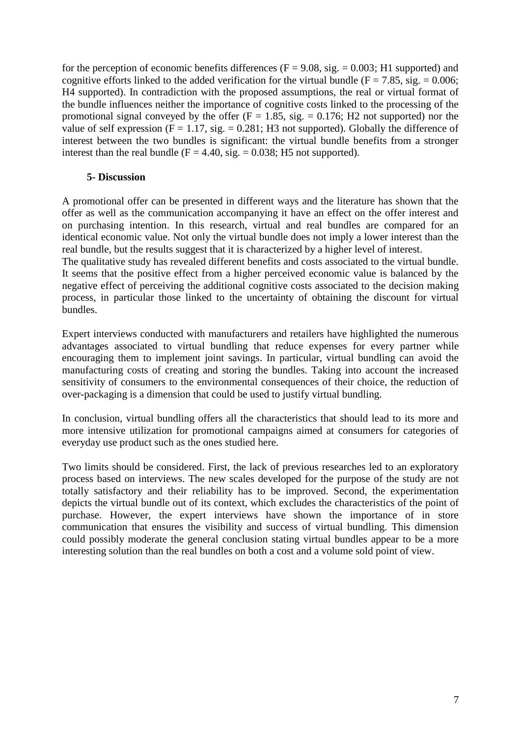for the perception of economic benefits differences ($F = 9.08$, sig. = 0.003; H1 supported) and cognitive efforts linked to the added verification for the virtual bundle ($F = 7.85$, sig. = 0.006; H4 supported). In contradiction with the proposed assumptions, the real or virtual format of the bundle influences neither the importance of cognitive costs linked to the processing of the promotional signal conveyed by the offer ($F = 1.85$, sig. = 0.176; H2 not supported) nor the value of self expression ($F = 1.17$, sig. = 0.281; H3 not supported). Globally the difference of interest between the two bundles is significant: the virtual bundle benefits from a stronger interest than the real bundle ($F = 4.40$, sig. = 0.038; H5 not supported).

## 5- Discussion

A promotional offer can be presented in different ways and the literature has shown that the offer as well as the communication accompanying it have an effect on the offer interest and on purchasing intention. In this research, virtual and real bundles are compared for an identical economic value. Not only the virtual bundle does not imply a lower interest than the real bundle, but the results suggest that it is characterized by a higher level of interest.
The qualitative study has revealed different benefits and costs associated to the virtual bundle. It seems that the positive effect from a higher perceived economic value is balanced by the negative effect of perceiving the additional cognitive costs associated to the decision making process, in particular those linked to the uncertainty of obtaining the discount for virtual bundles.

Expert interviews conducted with manufacturers and retailers have highlighted the numerous advantages associated to virtual bundling that reduce expenses for every partner while encouraging them to implement joint savings. In particular, virtual bundling can avoid the manufacturing costs of creating and storing the bundles. Taking into account the increased sensitivity of consumers to the environmental consequences of their choice, the reduction of over-packaging is a dimension that could be used to justify virtual bundling.

In conclusion, virtual bundling offers all the characteristics that should lead to its more and more intensive utilization for promotional campaigns aimed at consumers for categories of everyday use product such as the ones studied here.

Two limits should be considered. First, the lack of previous researches led to an exploratory process based on interviews. The new scales developed for the purpose of the study are not totally satisfactory and their reliability has to be improved. Second, the experimentation depicts the virtual bundle out of its context, which excludes the characteristics of the point of purchase. However, the expert interviews have shown the importance of in store communication that ensures the visibility and success of virtual bundling. This dimension could possibly moderate the general conclusion stating virtual bundles appear to be a more interesting solution than the real bundles on both a cost and a volume sold point of view.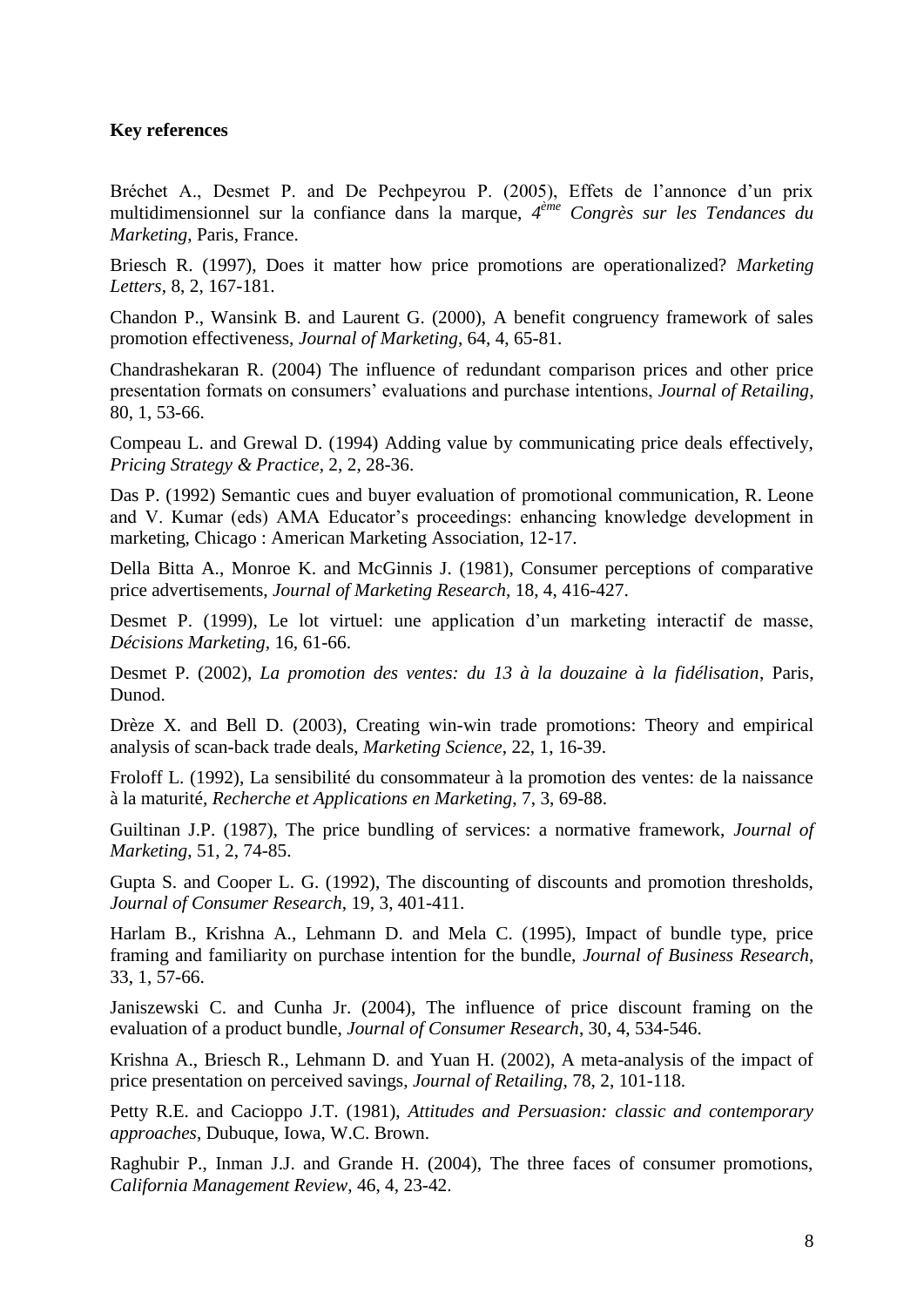**Key references**

Bréchet A., Desmet P. and De Pechpeyrou P. (2005), Effets de l'annonce d'un prix multidimensionnel sur la confiance dans la marque, *4ème Congrès sur les Tendances du Marketing*, Paris, France.

Briesch R. (1997), Does it matter how price promotions are operationalized? *Marketing Letters*, 8, 2, 167-181.

Chandon P., Wansink B. and Laurent G. (2000), A benefit congruency framework of sales promotion effectiveness, *Journal of Marketing*, 64, 4, 65-81.

Chandrashekaran R. (2004) The influence of redundant comparison prices and other price presentation formats on consumers' evaluations and purchase intentions, *Journal of Retailing*, 80, 1, 53-66.

Compeau L. and Grewal D. (1994) Adding value by communicating price deals effectively, *Pricing Strategy & Practice*, 2, 2, 28-36.

Das P. (1992) Semantic cues and buyer evaluation of promotional communication, R. Leone and V. Kumar (eds) AMA Educator's proceedings: enhancing knowledge development in marketing, Chicago : American Marketing Association, 12-17.

Della Bitta A., Monroe K. and McGinnis J. (1981), Consumer perceptions of comparative price advertisements, *Journal of Marketing Research*, 18, 4, 416-427.

Desmet P. (1999), Le lot virtuel: une application d'un marketing interactif de masse, *Décisions Marketing*, 16, 61-66.

Desmet P. (2002), *La promotion des ventes: du 13 à la douzaine à la fidélisation*, Paris, Dunod.

Drèze X. and Bell D. (2003), Creating win-win trade promotions: Theory and empirical analysis of scan-back trade deals, *Marketing Science*, 22, 1, 16-39.

Froloff L. (1992), La sensibilité du consommateur à la promotion des ventes: de la naissance à la maturité, *Recherche et Applications en Marketing*, 7, 3, 69-88.

Guiltinan J.P. (1987), The price bundling of services: a normative framework, *Journal of Marketing*, 51, 2, 74-85.

Gupta S. and Cooper L. G. (1992), The discounting of discounts and promotion thresholds, *Journal of Consumer Research*, 19, 3, 401-411.

Harlam B., Krishna A., Lehmann D. and Mela C. (1995), Impact of bundle type, price framing and familiarity on purchase intention for the bundle, *Journal of Business Research*, 33, 1, 57-66.

Janiszewski C. and Cunha Jr. (2004), The influence of price discount framing on the evaluation of a product bundle, *Journal of Consumer Research*, 30, 4, 534-546.

Krishna A., Briesch R., Lehmann D. and Yuan H. (2002), A meta-analysis of the impact of price presentation on perceived savings, *Journal of Retailing*, 78, 2, 101-118.

Petty R.E. and Cacioppo J.T. (1981), *Attitudes and Persuasion: classic and contemporary approaches*, Dubuque, Iowa, W.C. Brown.

Raghubir P., Inman J.J. and Grande H. (2004), The three faces of consumer promotions, *California Management Review*, 46, 4, 23-42.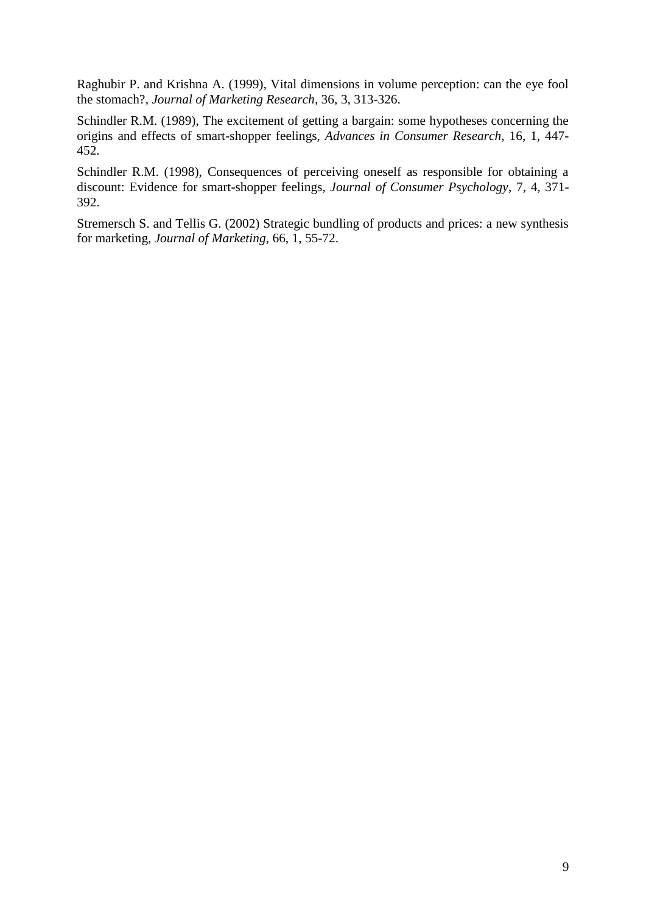Raghubir P. and Krishna A. (1999), Vital dimensions in volume perception: can the eye fool the stomach?, *Journal of Marketing Research*, 36, 3, 313-326.

Schindler R.M. (1989), The excitement of getting a bargain: some hypotheses concerning the origins and effects of smart-shopper feelings, *Advances in Consumer Research*, 16, 1, 447-452.

Schindler R.M. (1998), Consequences of perceiving oneself as responsible for obtaining a discount: Evidence for smart-shopper feelings, *Journal of Consumer Psychology*, 7, 4, 371-392.

Stremersch S. and Tellis G. (2002) Strategic bundling of products and prices: a new synthesis for marketing, *Journal of Marketing*, 66, 1, 55-72.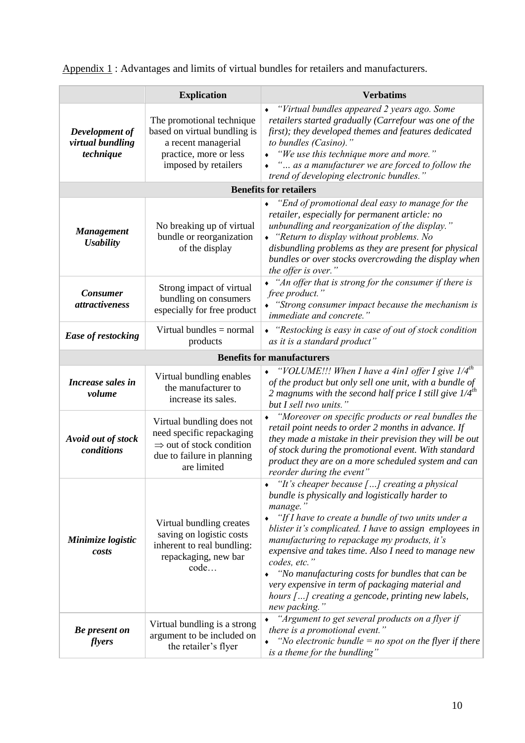Appendix 1 : Advantages and limits of virtual bundles for retailers and manufacturers.

| | **Explication** | **Verbatims** |
|---|---|---|
| ***Development of virtual bundling technique*** | The promotional technique based on virtual bundling is a recent managerial practice, more or less imposed by retailers | ♦ *"Virtual bundles appeared 2 years ago. Some retailers started gradually (Carrefour was one of the first); they developed themes and features dedicated to bundles (Casino)."*<br>♦ *"We use this technique more and more."*<br>♦ *"... as a manufacturer we are forced to follow the trend of developing electronic bundles."* |
| **Benefits for retailers** | | |
| ***Management Usability*** | No breaking up of virtual bundle or reorganization of the display | ♦ *"End of promotional deal easy to manage for the retailer, especially for permanent article: no unbundling and reorganization of the display."*<br>♦ *"Return to display without problems. No disbundling problems as they are present for physical bundles or over stocks overcrowding the display when the offer is over."* |
| ***Consumer attractiveness*** | Strong impact of virtual bundling on consumers especially for free product | ♦ *"An offer that is strong for the consumer if there is free product."*<br>♦ *"Strong consumer impact because the mechanism is immediate and concrete."* |
| ***Ease of restocking*** | Virtual bundles = normal products | ♦ *"Restocking is easy in case of out of stock condition as it is a standard product"* |
| **Benefits for manufacturers** | | |
| ***Increase sales in volume*** | Virtual bundling enables the manufacturer to increase its sales. | ♦ *"VOLUME!!! When I have a 4in1 offer I give 1/4th of the product but only sell one unit, with a bundle of 2 magnums with the second half price I still give 1/4th but I sell two units."* |
| ***Avoid out of stock conditions*** | Virtual bundling does not need specific repackaging ⇒ out of stock condition due to failure in planning are limited | ♦ *"Moreover on specific products or real bundles the retail point needs to order 2 months in advance. If they made a mistake in their prevision they will be out of stock during the promotional event. With standard product they are on a more scheduled system and can reorder during the event"* |
| ***Minimize logistic costs*** | Virtual bundling creates saving on logistic costs inherent to real bundling: repackaging, new bar code… | ♦ *"It's cheaper because […] creating a physical bundle is physically and logistically harder to manage."*<br>♦ *"If I have to create a bundle of two units under a blister it's complicated. I have to assign employees in manufacturing to repackage my products, it's expensive and takes time. Also I need to manage new codes, etc."*<br>♦ *"No manufacturing costs for bundles that can be very expensive in term of packaging material and hours […] creating a gencode, printing new labels, new packing."* |
| ***Be present on flyers*** | Virtual bundling is a strong argument to be included on the retailer's flyer | ♦ *"Argument to get several products on a flyer if there is a promotional event."*<br>♦ *"No electronic bundle = no spot on the flyer if there is a theme for the bundling"* |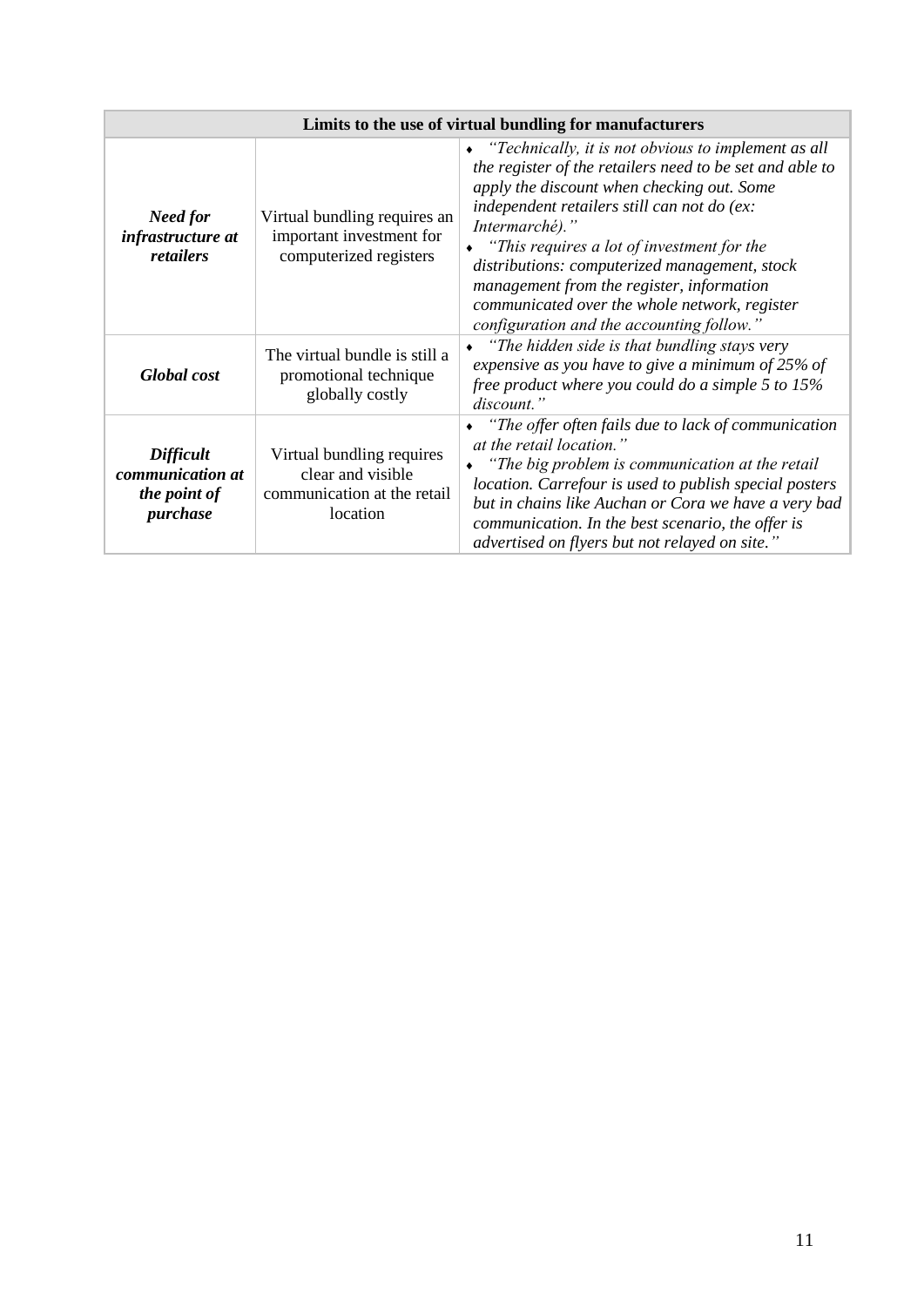| Limits to the use of virtual bundling for manufacturers | | |
|---|---|---|
| ***Need for infrastructure at retailers*** | Virtual bundling requires an important investment for computerized registers | ♦ *"Technically, it is not obvious to implement as all the register of the retailers need to be set and able to apply the discount when checking out. Some independent retailers still can not do (ex: Intermarché)."* ♦ *"This requires a lot of investment for the distributions: computerized management, stock management from the register, information communicated over the whole network, register configuration and the accounting follow."* |
| ***Global cost*** | The virtual bundle is still a promotional technique globally costly | ♦ *"The hidden side is that bundling stays very expensive as you have to give a minimum of 25% of free product where you could do a simple 5 to 15% discount."* |
| ***Difficult communication at the point of purchase*** | Virtual bundling requires clear and visible communication at the retail location | ♦ *"The offer often fails due to lack of communication at the retail location."* ♦ *"The big problem is communication at the retail location. Carrefour is used to publish special posters but in chains like Auchan or Cora we have a very bad communication. In the best scenario, the offer is advertised on flyers but not relayed on site."* |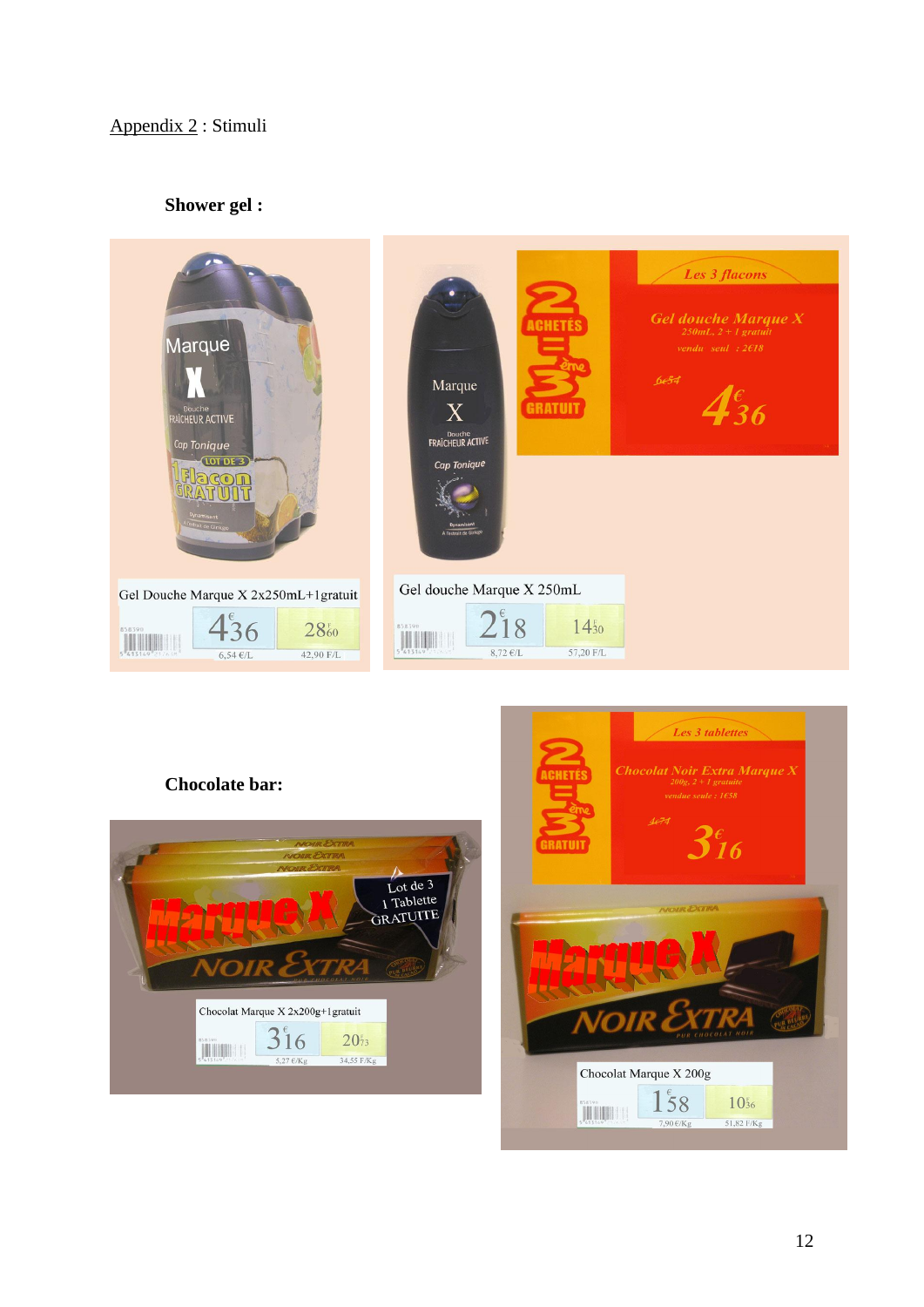Appendix 2 : Stimuli

**Shower gel :**

**Chocolate bar:**